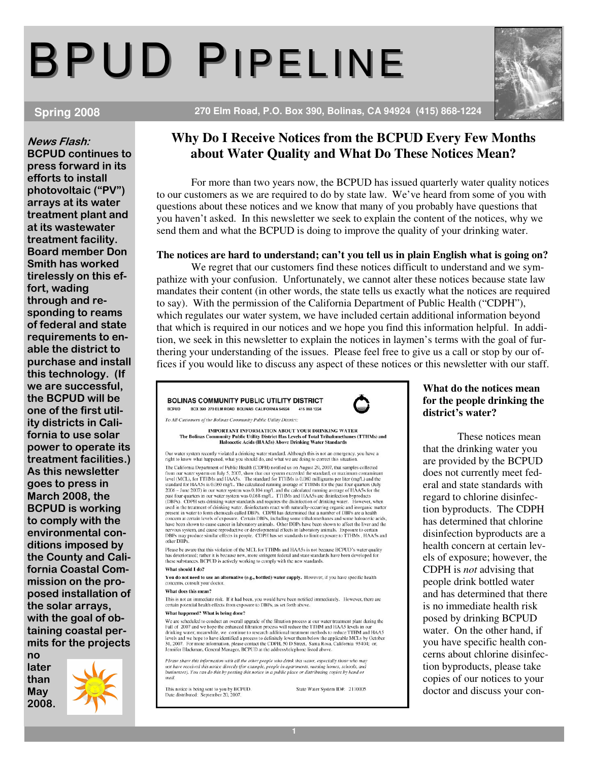# BPUD PIPELINE

**Spring 2008** 270 Elm Road, P.O. Box 390, Bolinas, CA 94924 (415) 868-1224

***News Flash:*** **BCPUD continues to press forward in its efforts to install photovoltaic ("PV") arrays at its water treatment plant and at its wastewater treatment facility. Board member Don Smith has worked tirelessly on this effort, wading through and responding to reams of federal and state requirements to enable the district to purchase and install this technology. (If we are successful, the BCPUD will be one of the first utility districts in California to use solar power to operate its treatment facilities.) As this newsletter goes to press in March 2008, the BCPUD is working to comply with the environmental conditions imposed by the County and California Coastal Commission on the proposed installation of the solar arrays, with the goal of obtaining coastal permits for the projects no later than May 2008.**

## Why Do I Receive Notices from the BCPUD Every Few Months about Water Quality and What Do These Notices Mean?

For more than two years now, the BCPUD has issued quarterly water quality notices to our customers as we are required to do by state law. We've heard from some of you with questions about these notices and we know that many of you probably have questions that you haven't asked. In this newsletter we seek to explain the content of the notices, why we send them and what the BCPUD is doing to improve the quality of your drinking water.

**The notices are hard to understand; can't you tell us in plain English what is going on?**

We regret that our customers find these notices difficult to understand and we sympathize with your confusion. Unfortunately, we cannot alter these notices because state law mandates their content (in other words, the state tells us exactly what the notices are required to say). With the permission of the California Department of Public Health ("CDPH"), which regulates our water system, we have included certain additional information beyond that which is required in our notices and we hope you find this information helpful. In addition, we seek in this newsletter to explain the notices in laymen's terms with the goal of furthering your understanding of the issues. Please feel free to give us a call or stop by our offices if you would like to discuss any aspect of these notices or this newsletter with our staff.

> **BOLINAS COMMUNITY PUBLIC UTILITY DISTRICT**
> BCPUD BOX 390 270 ELM ROAD BOLINAS CALIFORNIA 94924 415 868 1224
>
> *To All Customers of the Bolinas Community Public Utility District:*
>
> **IMPORTANT INFORMATION ABOUT YOUR DRINKING WATER**
> **The Bolinas Community Public Utility District Has Levels of Total Trihalomethanes (TTHMs) and Haloacetic Acids (HAA5s) Above Drinking Water Standards**
>
> Our water system recently violated a drinking water standard. Although this is not an emergency, you have a right to know what happened, what you should do, and what we are doing to correct this situation.
>
> The California Department of Public Health (CDPH) notified us on August 29, 2007, that samples collected from our water system on July 5, 2007, show that our system exceeded the standard, or maximum contaminant level (MCL), for TTHMs and HAA5s. The standard for TTHMs is 0.080 milligrams per liter (mg/L) and the standard for HAA5s is 0.060 mg/L. The calculated running average of TTHMs for the past four quarters (July 2006 – June 2007) in our water system was 0.104 mg/L and the calculated running average of HAA5s for the past four quarters in our water system was 0.068 mg/L. TTHMs and HAA5s are disinfection byproducts (DBPs). CDPH sets drinking water standards and requires the disinfection of drinking water. However, when used in the treatment of drinking water, disinfectants react with naturally-occurring organic and inorganic matter present in water to form chemicals called DBPs. CDPH has determined that a number of DBPs are a health concern at certain levels of exposure. Certain DBPs, including some trihalomethanes and some haloacetic acids, have been shown to cause cancer in laboratory animals. Other DBPs have been shown to affect the liver and the nervous system, and cause reproductive or developmental effects in laboratory animals. Exposure to certain DBPs may produce similar effects in people. CDPH has set standards to limit exposure to TTHMs, HAA5s and other DBPs.
>
> Please be aware that this violation of the MCL for TTHMs and HAA5s is not because BCPUD's water quality has deteriorated; rather it is because new, more stringent federal and state standards have been developed for these substances. BCPUD is actively working to comply with the new standards.
>
> **What should I do?**
>
> **You do not need to use an alternative (e.g., bottled) water supply.** However, if you have specific health concerns, consult your doctor.
>
> **What does this mean?**
>
> This is not an immediate risk. If it had been, you would have been notified immediately. However, there are certain potential health effects from exposure to DBPs, as set forth above.
>
> **What happened? What is being done?**
>
> We are scheduled to conduct an overall upgrade of the filtration process at our water treatment plant during the Fall of 2007 and we hope the enhanced filtration process will reduce the TTHM and HAA5 levels in our drinking water; meanwhile, we continue to research additional treatment methods to reduce TTHM and HAA5 levels and we hope to have identified a process to definitely lower them below the applicable MCLs by October 31, 2007. For more information, please contact the CDPH, 50 D Street, Santa Rosa, California 95404; or, Jennifer Blackman, General Manager, BCPUD at the address/telephone listed above.
>
> *Please share this information with all the other people who drink this water, especially those who may not have received this notice directly (for example, people in apartments, nursing homes, schools, and businesses). You can do this by posting this notice in a public place or distributing copies by hand or mail.*
>
> This notice is being sent to you by BCPUD. State Water System ID#: 2110005
> Date distributed: September 20, 2007.

**What do the notices mean for the people drinking the district's water?**

These notices mean that the drinking water you are provided by the BCPUD does not currently meet federal and state standards with regard to chlorine disinfection byproducts. The CDPH has determined that chlorine disinfection byproducts are a health concern at certain levels of exposure; however, the CDPH is *not* advising that people drink bottled water and has determined that there is no immediate health risk posed by drinking BCPUD water. On the other hand, if you have specific health concerns about chlorine disinfection byproducts, please take copies of our notices to your doctor and discuss your con-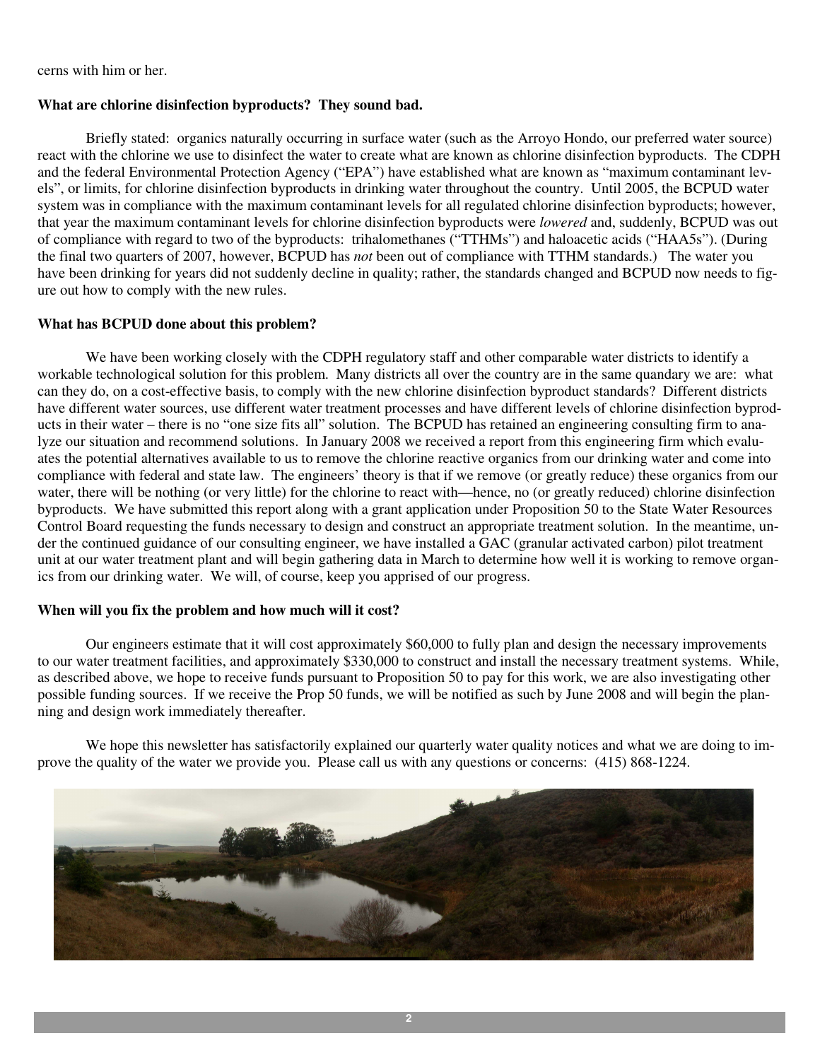cerns with him or her.

**What are chlorine disinfection byproducts? They sound bad.**

Briefly stated: organics naturally occurring in surface water (such as the Arroyo Hondo, our preferred water source) react with the chlorine we use to disinfect the water to create what are known as chlorine disinfection byproducts. The CDPH and the federal Environmental Protection Agency ("EPA") have established what are known as "maximum contaminant levels", or limits, for chlorine disinfection byproducts in drinking water throughout the country. Until 2005, the BCPUD water system was in compliance with the maximum contaminant levels for all regulated chlorine disinfection byproducts; however, that year the maximum contaminant levels for chlorine disinfection byproducts were *lowered* and, suddenly, BCPUD was out of compliance with regard to two of the byproducts: trihalomethanes ("TTHMs") and haloacetic acids ("HAA5s"). (During the final two quarters of 2007, however, BCPUD has *not* been out of compliance with TTHM standards.) The water you have been drinking for years did not suddenly decline in quality; rather, the standards changed and BCPUD now needs to figure out how to comply with the new rules.

**What has BCPUD done about this problem?**

We have been working closely with the CDPH regulatory staff and other comparable water districts to identify a workable technological solution for this problem. Many districts all over the country are in the same quandary we are: what can they do, on a cost-effective basis, to comply with the new chlorine disinfection byproduct standards? Different districts have different water sources, use different water treatment processes and have different levels of chlorine disinfection byproducts in their water – there is no "one size fits all" solution. The BCPUD has retained an engineering consulting firm to analyze our situation and recommend solutions. In January 2008 we received a report from this engineering firm which evaluates the potential alternatives available to us to remove the chlorine reactive organics from our drinking water and come into compliance with federal and state law. The engineers' theory is that if we remove (or greatly reduce) these organics from our water, there will be nothing (or very little) for the chlorine to react with—hence, no (or greatly reduced) chlorine disinfection byproducts. We have submitted this report along with a grant application under Proposition 50 to the State Water Resources Control Board requesting the funds necessary to design and construct an appropriate treatment solution. In the meantime, under the continued guidance of our consulting engineer, we have installed a GAC (granular activated carbon) pilot treatment unit at our water treatment plant and will begin gathering data in March to determine how well it is working to remove organics from our drinking water. We will, of course, keep you apprised of our progress.

**When will you fix the problem and how much will it cost?**

Our engineers estimate that it will cost approximately $60,000 to fully plan and design the necessary improvements to our water treatment facilities, and approximately $330,000 to construct and install the necessary treatment systems. While, as described above, we hope to receive funds pursuant to Proposition 50 to pay for this work, we are also investigating other possible funding sources. If we receive the Prop 50 funds, we will be notified as such by June 2008 and will begin the planning and design work immediately thereafter.

We hope this newsletter has satisfactorily explained our quarterly water quality notices and what we are doing to improve the quality of the water we provide you. Please call us with any questions or concerns: (415) 868-1224.